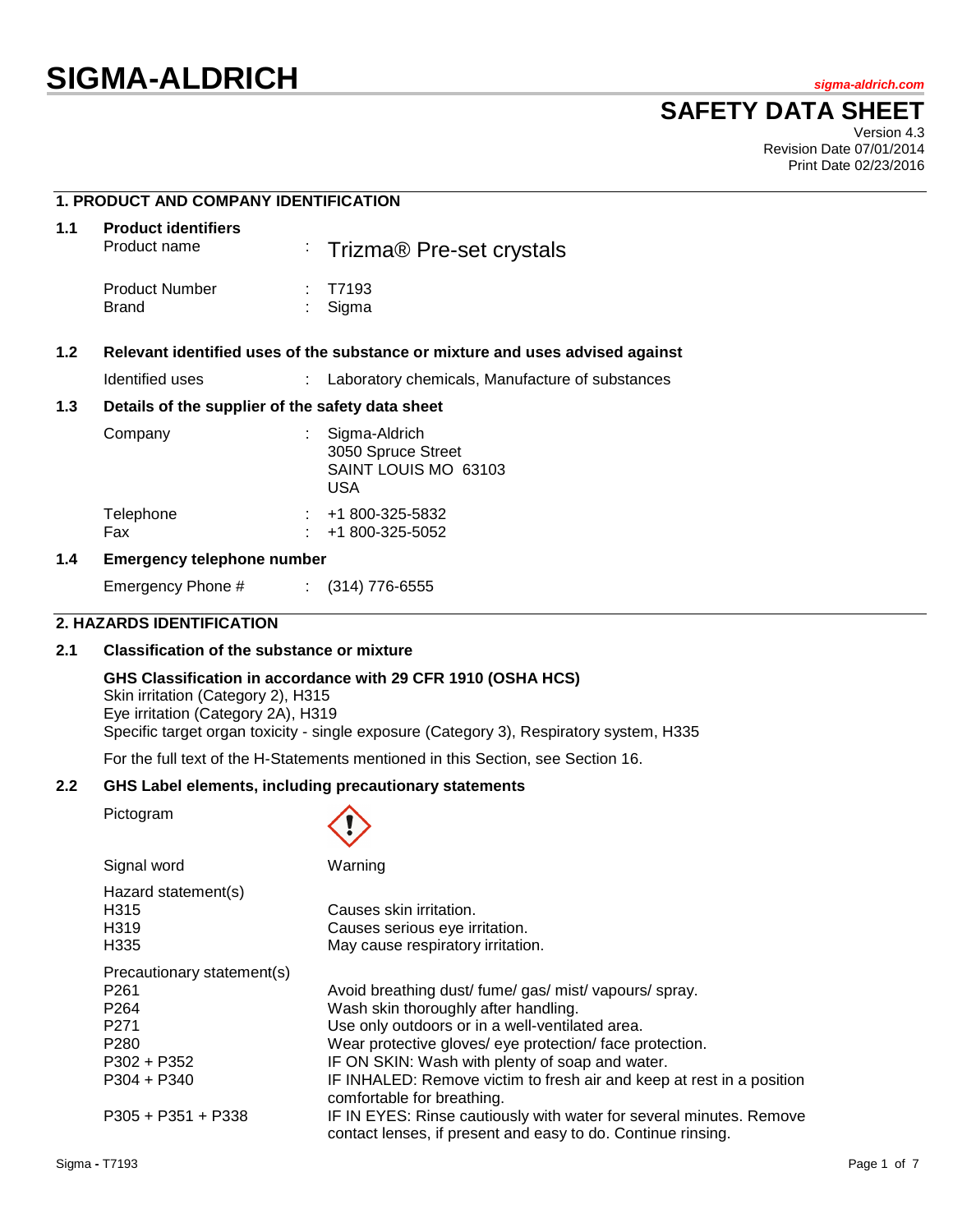# SIGMA-ALDRICH

sigma-aldrich.com

# SAFETY DATA SHEET

Version 4.3
Revision Date 07/01/2014
Print Date 02/23/2016

## 1. PRODUCT AND COMPANY IDENTIFICATION

### 1.1 Product identifiers

| | | |
|---|---|---|
| Product name | : | Trizma® Pre-set crystals |
| Product Number | : | T7193 |
| Brand | : | Sigma |

### 1.2 Relevant identified uses of the substance or mixture and uses advised against

| | | |
|---|---|---|
| Identified uses | : | Laboratory chemicals, Manufacture of substances |

### 1.3 Details of the supplier of the safety data sheet

| | | |
|---|---|---|
| Company | : | Sigma-Aldrich<br>3050 Spruce Street<br>SAINT LOUIS MO 63103<br>USA |
| Telephone | : | +1 800-325-5832 |
| Fax | : | +1 800-325-5052 |

### 1.4 Emergency telephone number

| | | |
|---|---|---|
| Emergency Phone # | : | (314) 776-6555 |

## 2. HAZARDS IDENTIFICATION

### 2.1 Classification of the substance or mixture

**GHS Classification in accordance with 29 CFR 1910 (OSHA HCS)**
Skin irritation (Category 2), H315
Eye irritation (Category 2A), H319
Specific target organ toxicity - single exposure (Category 3), Respiratory system, H335

For the full text of the H-Statements mentioned in this Section, see Section 16.

### 2.2 GHS Label elements, including precautionary statements

Pictogram

Signal word: Warning

| Hazard statement(s) | |
|---|---|
| H315 | Causes skin irritation. |
| H319 | Causes serious eye irritation. |
| H335 | May cause respiratory irritation. |

| Precautionary statement(s) | |
|---|---|
| P261 | Avoid breathing dust/ fume/ gas/ mist/ vapours/ spray. |
| P264 | Wash skin thoroughly after handling. |
| P271 | Use only outdoors or in a well-ventilated area. |
| P280 | Wear protective gloves/ eye protection/ face protection. |
| P302 + P352 | IF ON SKIN: Wash with plenty of soap and water. |
| P304 + P340 | IF INHALED: Remove victim to fresh air and keep at rest in a position comfortable for breathing. |
| P305 + P351 + P338 | IF IN EYES: Rinse cautiously with water for several minutes. Remove contact lenses, if present and easy to do. Continue rinsing. |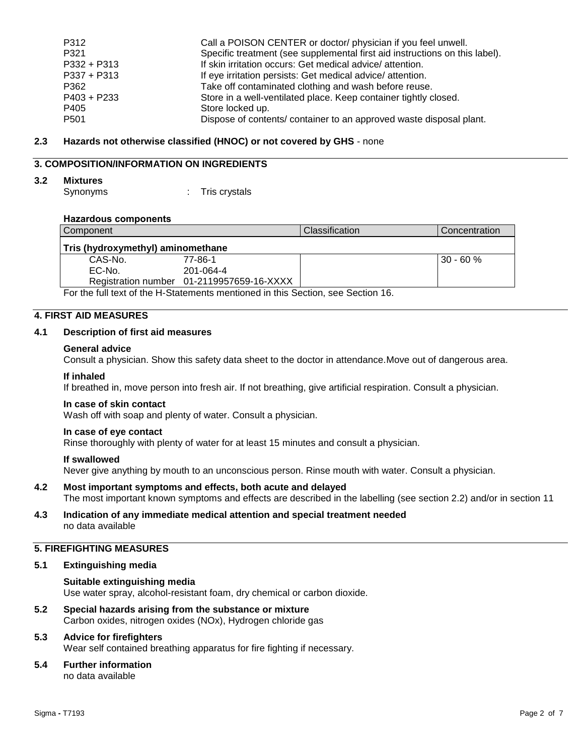| | |
|---|---|
| P312 | Call a POISON CENTER or doctor/ physician if you feel unwell. |
| P321 | Specific treatment (see supplemental first aid instructions on this label). |
| P332 + P313 | If skin irritation occurs: Get medical advice/ attention. |
| P337 + P313 | If eye irritation persists: Get medical advice/ attention. |
| P362 | Take off contaminated clothing and wash before reuse. |
| P403 + P233 | Store in a well-ventilated place. Keep container tightly closed. |
| P405 | Store locked up. |
| P501 | Dispose of contents/ container to an approved waste disposal plant. |

### 2.3 Hazards not otherwise classified (HNOC) or not covered by GHS - none

## 3. COMPOSITION/INFORMATION ON INGREDIENTS

### 3.2 Mixtures

Synonyms : Tris crystals

**Hazardous components**

| Component | | Classification | Concentration |
|---|---|---|---|
| **Tris (hydroxymethyl) aminomethane** | | | |
| CAS-No. | 77-86-1 | | 30 - 60 % |
| EC-No. | 201-064-4 | | |
| Registration number | 01-2119957659-16-XXXX | | |

For the full text of the H-Statements mentioned in this Section, see Section 16.

## 4. FIRST AID MEASURES

### 4.1 Description of first aid measures

**General advice**

Consult a physician. Show this safety data sheet to the doctor in attendance.Move out of dangerous area.

**If inhaled**

If breathed in, move person into fresh air. If not breathing, give artificial respiration. Consult a physician.

**In case of skin contact**

Wash off with soap and plenty of water. Consult a physician.

**In case of eye contact**

Rinse thoroughly with plenty of water for at least 15 minutes and consult a physician.

**If swallowed**

Never give anything by mouth to an unconscious person. Rinse mouth with water. Consult a physician.

### 4.2 Most important symptoms and effects, both acute and delayed

The most important known symptoms and effects are described in the labelling (see section 2.2) and/or in section 11

### 4.3 Indication of any immediate medical attention and special treatment needed

no data available

## 5. FIREFIGHTING MEASURES

### 5.1 Extinguishing media

**Suitable extinguishing media**

Use water spray, alcohol-resistant foam, dry chemical or carbon dioxide.

### 5.2 Special hazards arising from the substance or mixture

Carbon oxides, nitrogen oxides (NOx), Hydrogen chloride gas

### 5.3 Advice for firefighters

Wear self contained breathing apparatus for fire fighting if necessary.

### 5.4 Further information

no data available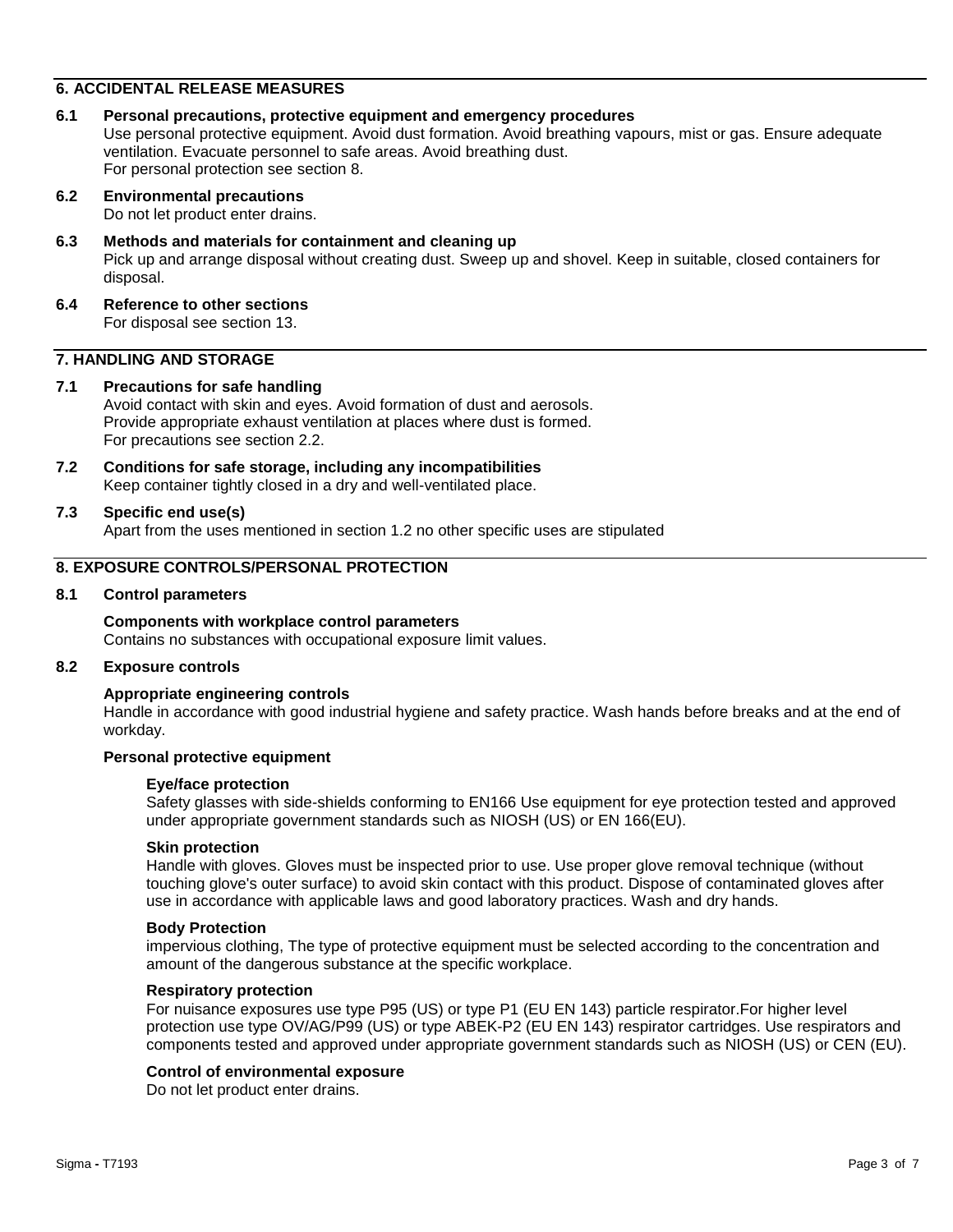## 6. ACCIDENTAL RELEASE MEASURES

### 6.1 Personal precautions, protective equipment and emergency procedures

Use personal protective equipment. Avoid dust formation. Avoid breathing vapours, mist or gas. Ensure adequate ventilation. Evacuate personnel to safe areas. Avoid breathing dust.
For personal protection see section 8.

### 6.2 Environmental precautions

Do not let product enter drains.

### 6.3 Methods and materials for containment and cleaning up

Pick up and arrange disposal without creating dust. Sweep up and shovel. Keep in suitable, closed containers for disposal.

### 6.4 Reference to other sections

For disposal see section 13.

## 7. HANDLING AND STORAGE

### 7.1 Precautions for safe handling

Avoid contact with skin and eyes. Avoid formation of dust and aerosols.
Provide appropriate exhaust ventilation at places where dust is formed.
For precautions see section 2.2.

### 7.2 Conditions for safe storage, including any incompatibilities

Keep container tightly closed in a dry and well-ventilated place.

### 7.3 Specific end use(s)

Apart from the uses mentioned in section 1.2 no other specific uses are stipulated

## 8. EXPOSURE CONTROLS/PERSONAL PROTECTION

### 8.1 Control parameters

**Components with workplace control parameters**

Contains no substances with occupational exposure limit values.

### 8.2 Exposure controls

**Appropriate engineering controls**

Handle in accordance with good industrial hygiene and safety practice. Wash hands before breaks and at the end of workday.

**Personal protective equipment**

**Eye/face protection**

Safety glasses with side-shields conforming to EN166 Use equipment for eye protection tested and approved under appropriate government standards such as NIOSH (US) or EN 166(EU).

**Skin protection**

Handle with gloves. Gloves must be inspected prior to use. Use proper glove removal technique (without touching glove's outer surface) to avoid skin contact with this product. Dispose of contaminated gloves after use in accordance with applicable laws and good laboratory practices. Wash and dry hands.

**Body Protection**

impervious clothing, The type of protective equipment must be selected according to the concentration and amount of the dangerous substance at the specific workplace.

**Respiratory protection**

For nuisance exposures use type P95 (US) or type P1 (EU EN 143) particle respirator.For higher level protection use type OV/AG/P99 (US) or type ABEK-P2 (EU EN 143) respirator cartridges. Use respirators and components tested and approved under appropriate government standards such as NIOSH (US) or CEN (EU).

**Control of environmental exposure**

Do not let product enter drains.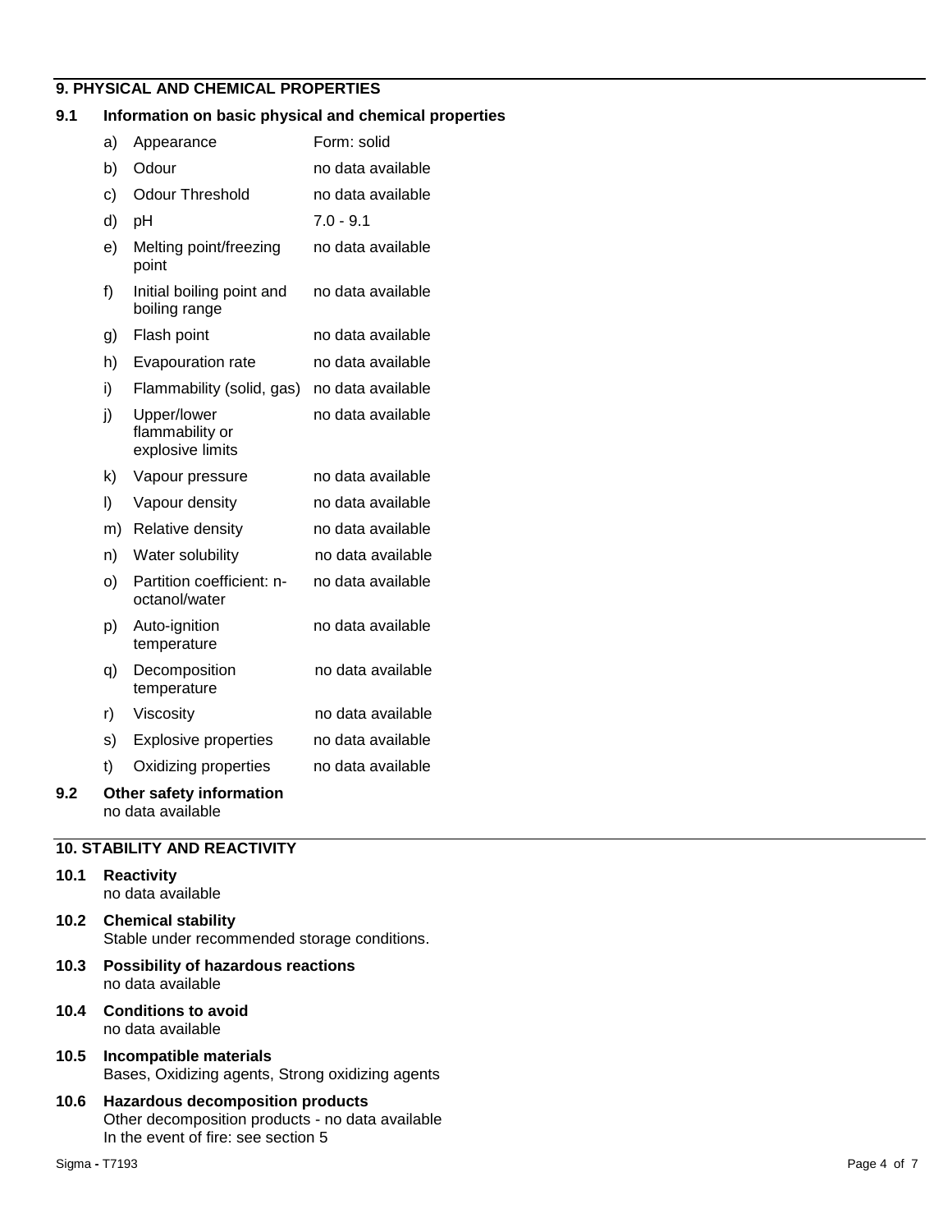## 9. PHYSICAL AND CHEMICAL PROPERTIES

### 9.1 Information on basic physical and chemical properties

| | | |
|---|---|---|
| a) | Appearance | Form: solid |
| b) | Odour | no data available |
| c) | Odour Threshold | no data available |
| d) | pH | 7.0 - 9.1 |
| e) | Melting point/freezing point | no data available |
| f) | Initial boiling point and boiling range | no data available |
| g) | Flash point | no data available |
| h) | Evapouration rate | no data available |
| i) | Flammability (solid, gas) | no data available |
| j) | Upper/lower flammability or explosive limits | no data available |
| k) | Vapour pressure | no data available |
| l) | Vapour density | no data available |
| m) | Relative density | no data available |
| n) | Water solubility | no data available |
| o) | Partition coefficient: n-octanol/water | no data available |
| p) | Auto-ignition temperature | no data available |
| q) | Decomposition temperature | no data available |
| r) | Viscosity | no data available |
| s) | Explosive properties | no data available |
| t) | Oxidizing properties | no data available |

### 9.2 Other safety information

no data available

## 10. STABILITY AND REACTIVITY

### 10.1 Reactivity

no data available

### 10.2 Chemical stability

Stable under recommended storage conditions.

### 10.3 Possibility of hazardous reactions

no data available

### 10.4 Conditions to avoid

no data available

### 10.5 Incompatible materials

Bases, Oxidizing agents, Strong oxidizing agents

### 10.6 Hazardous decomposition products

Other decomposition products - no data available
In the event of fire: see section 5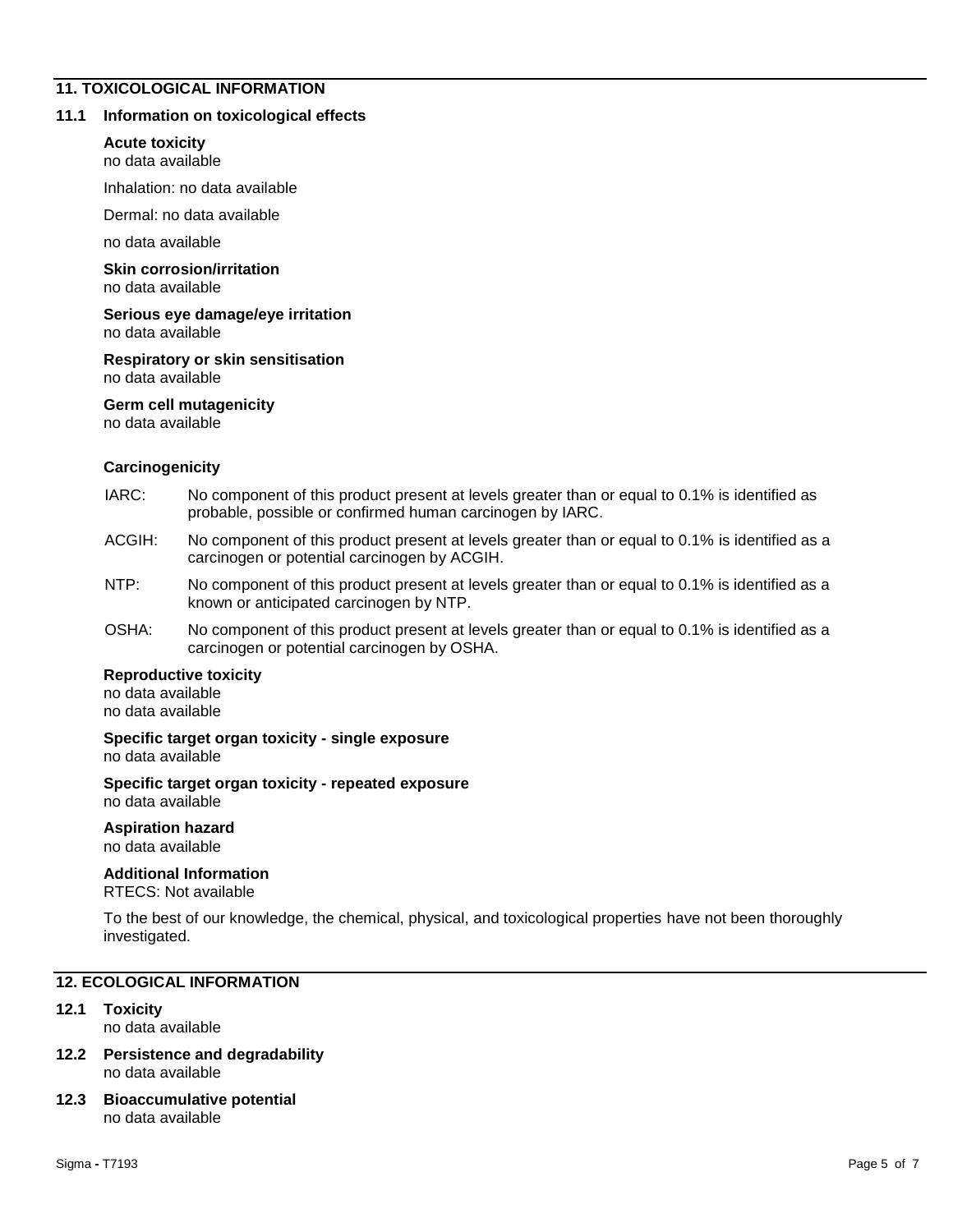## 11. TOXICOLOGICAL INFORMATION

### 11.1 Information on toxicological effects

**Acute toxicity**
no data available

Inhalation: no data available

Dermal: no data available

no data available

**Skin corrosion/irritation**
no data available

**Serious eye damage/eye irritation**
no data available

**Respiratory or skin sensitisation**
no data available

**Germ cell mutagenicity**
no data available

**Carcinogenicity**

IARC: No component of this product present at levels greater than or equal to 0.1% is identified as probable, possible or confirmed human carcinogen by IARC.

ACGIH: No component of this product present at levels greater than or equal to 0.1% is identified as a carcinogen or potential carcinogen by ACGIH.

NTP: No component of this product present at levels greater than or equal to 0.1% is identified as a known or anticipated carcinogen by NTP.

OSHA: No component of this product present at levels greater than or equal to 0.1% is identified as a carcinogen or potential carcinogen by OSHA.

**Reproductive toxicity**
no data available
no data available

**Specific target organ toxicity - single exposure**
no data available

**Specific target organ toxicity - repeated exposure**
no data available

**Aspiration hazard**
no data available

**Additional Information**
RTECS: Not available

To the best of our knowledge, the chemical, physical, and toxicological properties have not been thoroughly investigated.

## 12. ECOLOGICAL INFORMATION

### 12.1 Toxicity
no data available

### 12.2 Persistence and degradability
no data available

### 12.3 Bioaccumulative potential
no data available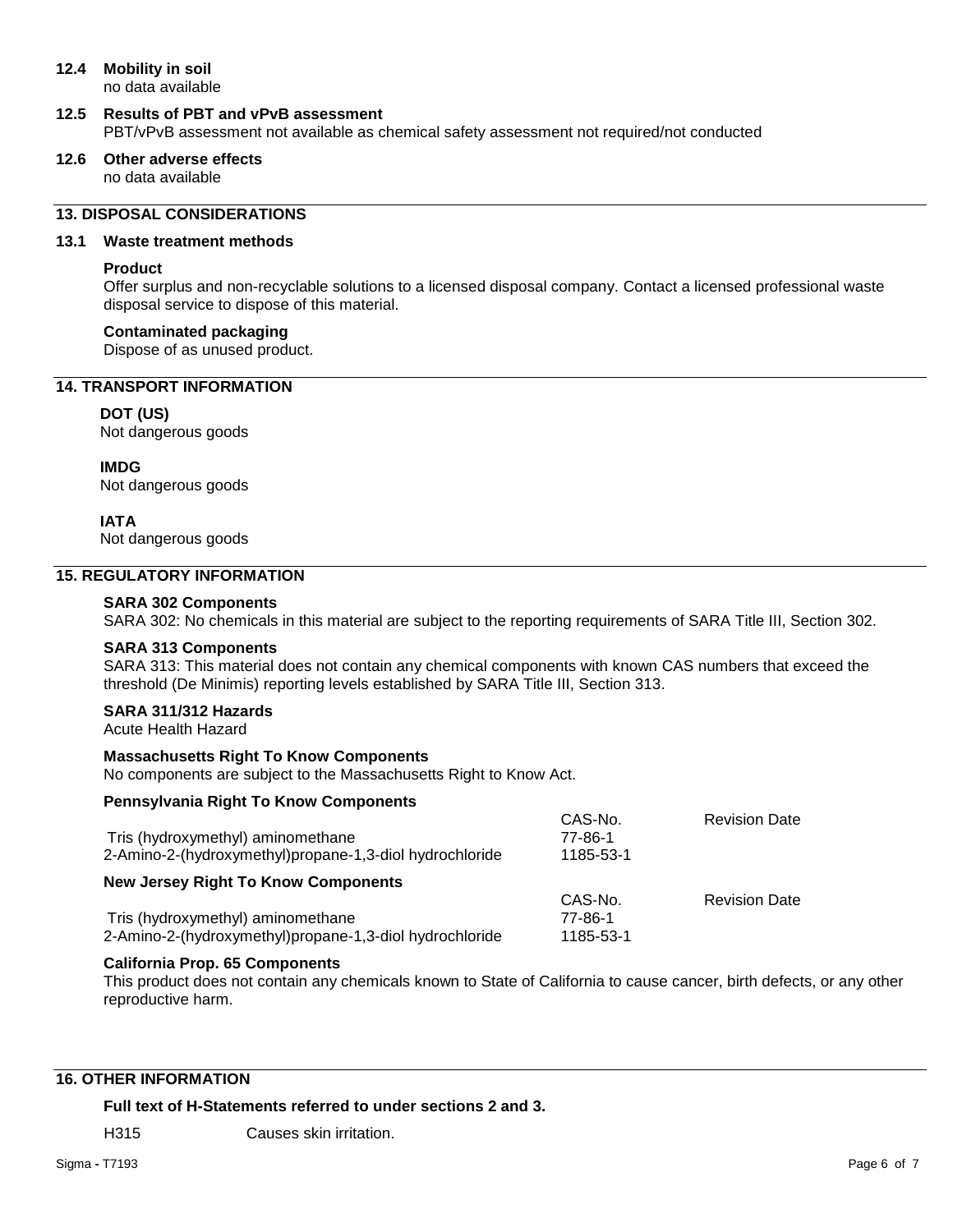### 12.4 Mobility in soil

no data available

### 12.5 Results of PBT and vPvB assessment

PBT/vPvB assessment not available as chemical safety assessment not required/not conducted

### 12.6 Other adverse effects

no data available

## 13. DISPOSAL CONSIDERATIONS

### 13.1 Waste treatment methods

**Product**

Offer surplus and non-recyclable solutions to a licensed disposal company. Contact a licensed professional waste disposal service to dispose of this material.

**Contaminated packaging**

Dispose of as unused product.

## 14. TRANSPORT INFORMATION

**DOT (US)**

Not dangerous goods

**IMDG**

Not dangerous goods

**IATA**

Not dangerous goods

## 15. REGULATORY INFORMATION

**SARA 302 Components**

SARA 302: No chemicals in this material are subject to the reporting requirements of SARA Title III, Section 302.

**SARA 313 Components**

SARA 313: This material does not contain any chemical components with known CAS numbers that exceed the threshold (De Minimis) reporting levels established by SARA Title III, Section 313.

**SARA 311/312 Hazards**

Acute Health Hazard

**Massachusetts Right To Know Components**

No components are subject to the Massachusetts Right to Know Act.

**Pennsylvania Right To Know Components**

| | CAS-No. | Revision Date |
|---|---|---|
| Tris (hydroxymethyl) aminomethane | 77-86-1 | |
| 2-Amino-2-(hydroxymethyl)propane-1,3-diol hydrochloride | 1185-53-1 | |

**New Jersey Right To Know Components**

| | CAS-No. | Revision Date |
|---|---|---|
| Tris (hydroxymethyl) aminomethane | 77-86-1 | |
| 2-Amino-2-(hydroxymethyl)propane-1,3-diol hydrochloride | 1185-53-1 | |

**California Prop. 65 Components**

This product does not contain any chemicals known to State of California to cause cancer, birth defects, or any other reproductive harm.

## 16. OTHER INFORMATION

**Full text of H-Statements referred to under sections 2 and 3.**

H315 Causes skin irritation.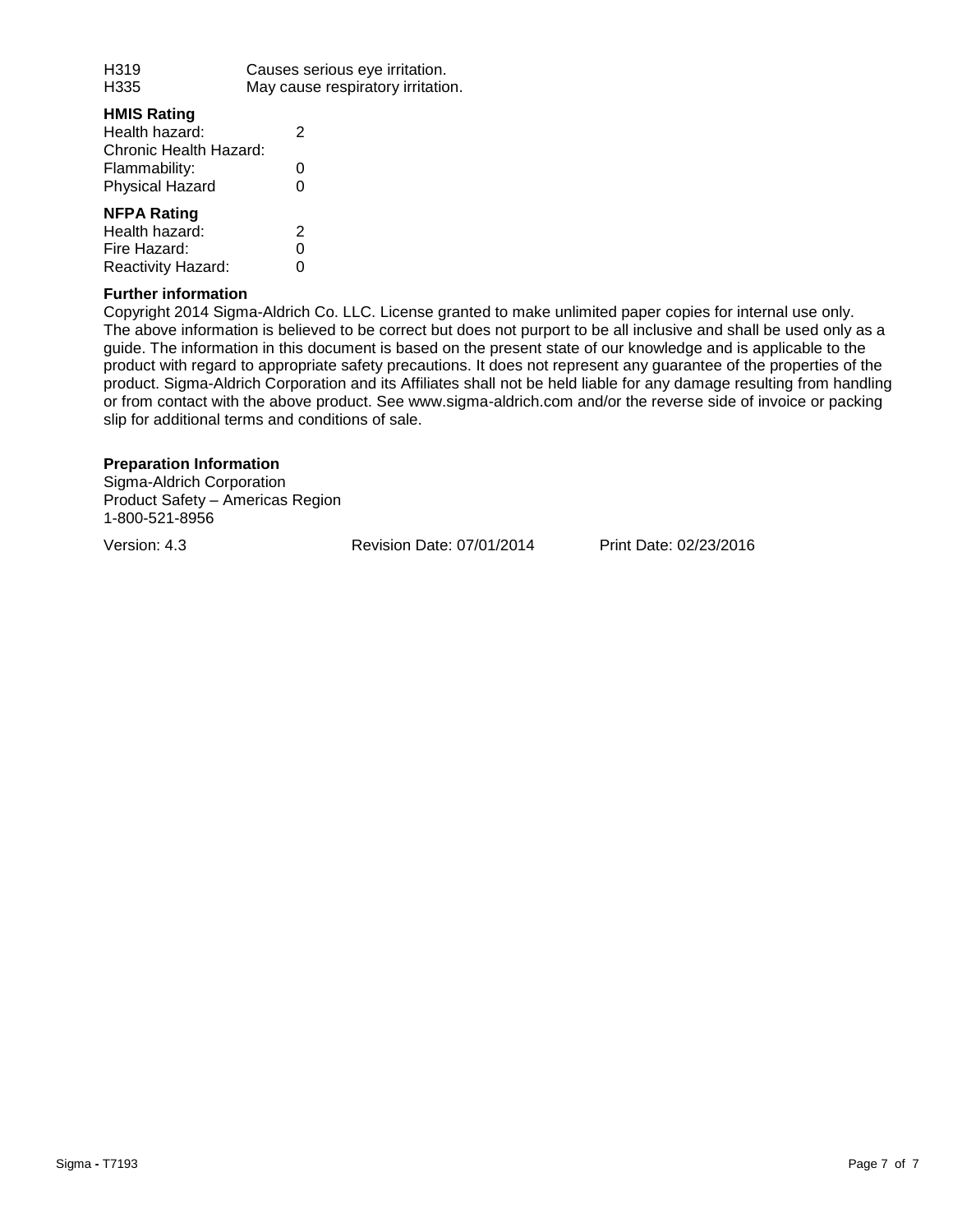| | |
|---|---|
| H319 | Causes serious eye irritation. |
| H335 | May cause respiratory irritation. |

**HMIS Rating**

| | |
|---|---|
| Health hazard: | 2 |
| Chronic Health Hazard: | |
| Flammability: | 0 |
| Physical Hazard | 0 |

**NFPA Rating**

| | |
|---|---|
| Health hazard: | 2 |
| Fire Hazard: | 0 |
| Reactivity Hazard: | 0 |

**Further information**

Copyright 2014 Sigma-Aldrich Co. LLC. License granted to make unlimited paper copies for internal use only.
The above information is believed to be correct but does not purport to be all inclusive and shall be used only as a guide. The information in this document is based on the present state of our knowledge and is applicable to the product with regard to appropriate safety precautions. It does not represent any guarantee of the properties of the product. Sigma-Aldrich Corporation and its Affiliates shall not be held liable for any damage resulting from handling or from contact with the above product. See www.sigma-aldrich.com and/or the reverse side of invoice or packing slip for additional terms and conditions of sale.

**Preparation Information**

Sigma-Aldrich Corporation
Product Safety – Americas Region
1-800-521-8956

Version: 4.3 Revision Date: 07/01/2014 Print Date: 02/23/2016